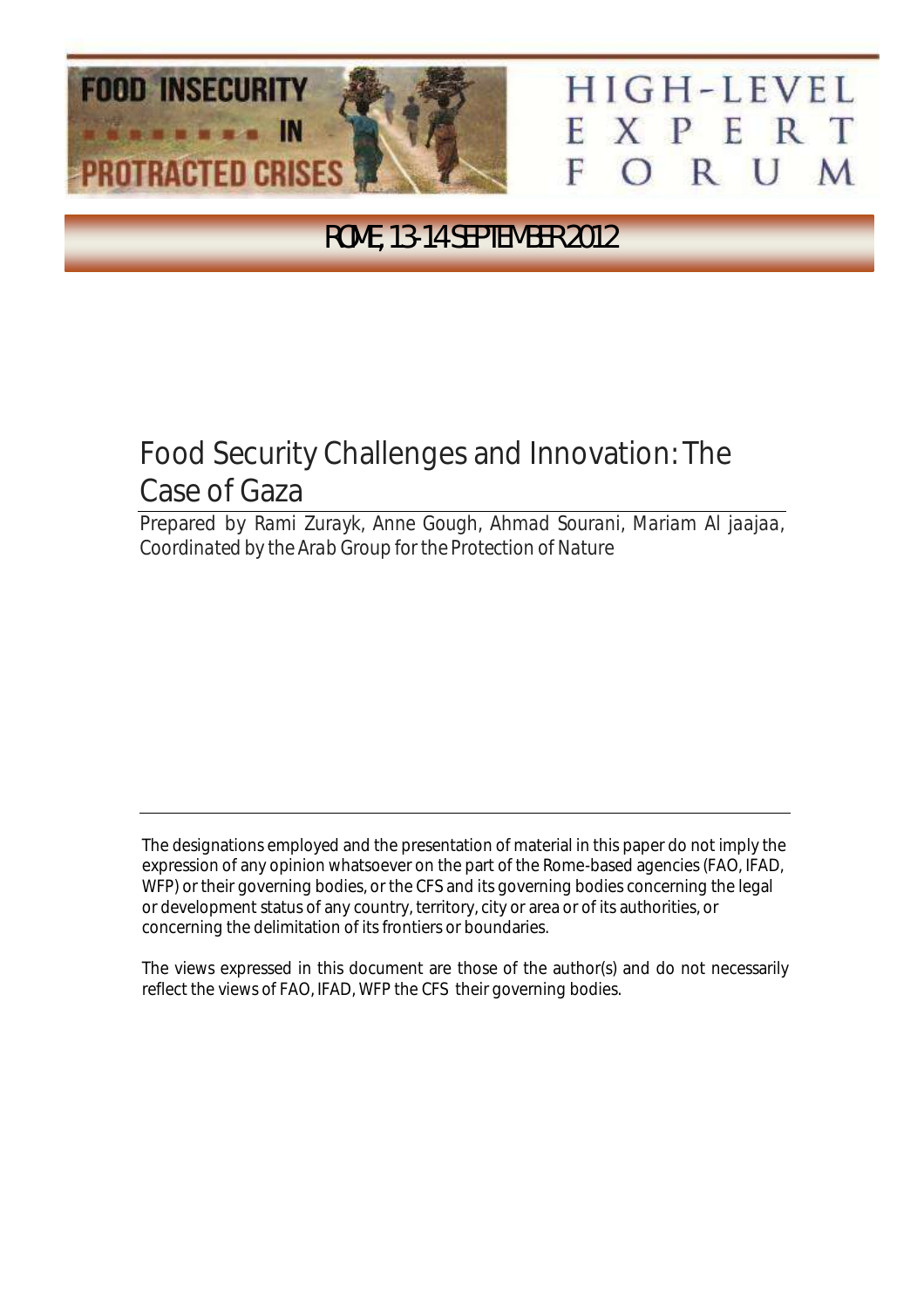FOOD INSECURITY IN PROTRACTED CRISES

HIGH-LEVEL EXPERT FORUM

ROME, 13-14 SEPTEMBER 2012

# Food Security Challenges and Innovation: The Case of Gaza

*Prepared by Rami Zurayk, Anne Gough, Ahmad Sourani, Mariam Al jaajaa, Coordinated by the Arab Group for the Protection of Nature*

---

The designations employed and the presentation of material in this paper do not imply the expression of any opinion whatsoever on the part of the Rome-based agencies (FAO, IFAD, WFP) or their governing bodies, or the CFS and its governing bodies concerning the legal or development status of any country, territory, city or area or of its authorities, or concerning the delimitation of its frontiers or boundaries.

The views expressed in this document are those of the author(s) and do not necessarily reflect the views of FAO, IFAD, WFP the CFS their governing bodies.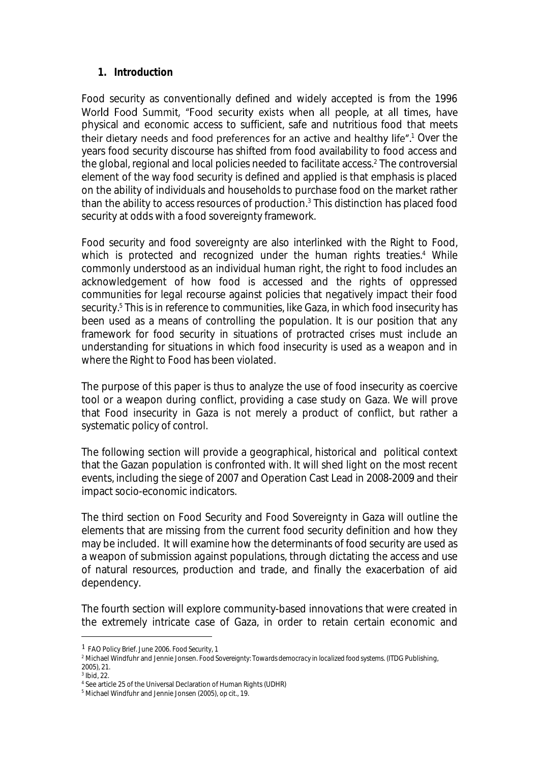## 1. Introduction

Food security as conventionally defined and widely accepted is from the 1996 World Food Summit, "Food security exists when all people, at all times, have physical and economic access to sufficient, safe and nutritious food that meets their dietary needs and food preferences for an active and healthy life".[1] Over the years food security discourse has shifted from food availability to food access and the global, regional and local policies needed to facilitate access.[2] The controversial element of the way food security is defined and applied is that emphasis is placed on the ability of individuals and households to purchase food on the market rather than the ability to access resources of production.[3] This distinction has placed food security at odds with a food sovereignty framework.

Food security and food sovereignty are also interlinked with the Right to Food, which is protected and recognized under the human rights treaties.[4] While commonly understood as an individual human right, the right to food includes an acknowledgement of how food is accessed and the rights of oppressed communities for legal recourse against policies that negatively impact their food security.[5] This is in reference to communities, like Gaza, in which food insecurity has been used as a means of controlling the population. It is our position that any framework for food security in situations of protracted crises must include an understanding for situations in which food insecurity is used as a weapon and in where the Right to Food has been violated.

The purpose of this paper is thus to analyze the use of food insecurity as coercive tool or a weapon during conflict, providing a case study on Gaza. We will prove that Food insecurity in Gaza is not merely a product of conflict, but rather a systematic policy of control.

The following section will provide a geographical, historical and political context that the Gazan population is confronted with. It will shed light on the most recent events, including the siege of 2007 and Operation Cast Lead in 2008-2009 and their impact socio-economic indicators.

The third section on Food Security and Food Sovereignty in Gaza will outline the elements that are missing from the current food security definition and how they may be included. It will examine how the determinants of food security are used as a weapon of submission against populations, through dictating the access and use of natural resources, production and trade, and finally the exacerbation of aid dependency.

The fourth section will explore community-based innovations that were created in the extremely intricate case of Gaza, in order to retain certain economic and

---

[1] FAO Policy Brief. June 2006. Food Security, 1

[2] Michael Windfuhr and Jennie Jonsen. *Food Sovereignty: Towards democracy in localized food systems*. (ITDG Publishing, 2005), 21.

[3] Ibid, 22.

[4] See article 25 of the Universal Declaration of Human Rights (UDHR)

[5] Michael Windfuhr and Jennie Jonsen (2005), op cit., 19.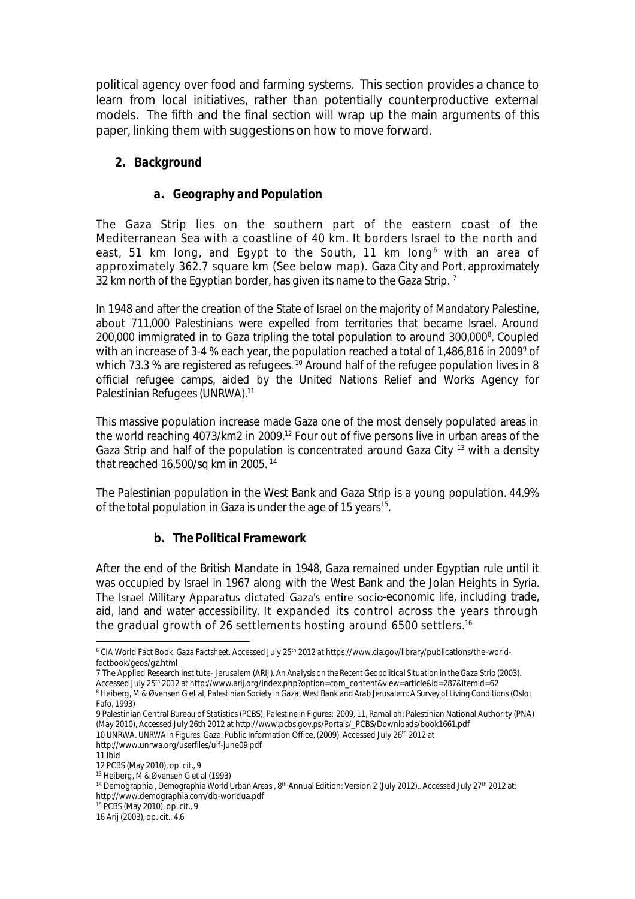political agency over food and farming systems. This section provides a chance to learn from local initiatives, rather than potentially counterproductive external models. The fifth and the final section will wrap up the main arguments of this paper, linking them with suggestions on how to move forward.

## 2. Background

### a. Geography and Population

The Gaza Strip lies on the southern part of the eastern coast of the Mediterranean Sea with a coastline of 40 km. It borders Israel to the north and east, 51 km long, and Egypt to the South, 11 km long[6] with an area of approximately 362.7 square km (See below map). Gaza City and Port, approximately 32 km north of the Egyptian border, has given its name to the Gaza Strip. [7]

In 1948 and after the creation of the State of Israel on the majority of Mandatory Palestine, about 711,000 Palestinians were expelled from territories that became Israel. Around 200,000 immigrated in to Gaza tripling the total population to around 300,000[8]. Coupled with an increase of 3-4 % each year, the population reached a total of 1,486,816 in 2009[9] of which 73.3 % are registered as refugees. [10] Around half of the refugee population lives in 8 official refugee camps, aided by the United Nations Relief and Works Agency for Palestinian Refugees (UNRWA).[11]

This massive population increase made Gaza one of the most densely populated areas in the world reaching 4073/km2 in 2009.[12] Four out of five persons live in urban areas of the Gaza Strip and half of the population is concentrated around Gaza City [13] with a density that reached 16,500/sq km in 2005. [14]

The Palestinian population in the West Bank and Gaza Strip is a young population. 44.9% of the total population in Gaza is under the age of 15 years[15].

### b. The Political Framework

After the end of the British Mandate in 1948, Gaza remained under Egyptian rule until it was occupied by Israel in 1967 along with the West Bank and the Jolan Heights in Syria. The Israel Military Apparatus dictated Gaza's entire socio-economic life, including trade, aid, land and water accessibility. It expanded its control across the years through the gradual growth of 26 settlements hosting around 6500 settlers.[16]

---

[6] CIA World Fact Book. Gaza Factsheet. Accessed July 25th 2012 at https://www.cia.gov/library/publications/the-world-factbook/geos/gz.html

7 The Applied Research Institute- Jerusalem (ARIJ). *An Analysis on the Recent Geopolitical Situation in the Gaza Strip* (2003). Accessed July 25th 2012 at http://www.arij.org/index.php?option=com_content&view=article&id=287&Itemid=62

[8] Heiberg, M & Øvensen G et al, *Palestinian Society in Gaza, West Bank and Arab Jerusalem: A Survey of Living Conditions* (Oslo: Fafo, 1993)

9 Palestinian Central Bureau of Statistics (PCBS), *Palestine in Figures: 2009*, 11, Ramallah: Palestinian National Authority (PNA) (May 2010), Accessed July 26th 2012 at http://www.pcbs.gov.ps/Portals/_PCBS/Downloads/book1661.pdf

10 UNRWA. *UNRWA in Figures*. Gaza: Public Information Office, (2009), Accessed July 26th 2012 at http://www.unrwa.org/userfiles/uif-june09.pdf

11 Ibid

12 PCBS (May 2010), op. cit., 9

[13] Heiberg, M & Øvensen G et al (1993)

[14] Demographia , *Demographia World Urban Areas* , 8th Annual Edition: Version 2 (July 2012),. Accessed July 27th 2012 at: http://www.demographia.com/db-worldua.pdf

[15] PCBS (May 2010), op. cit., 9

16 Arij (2003), op. cit., 4,6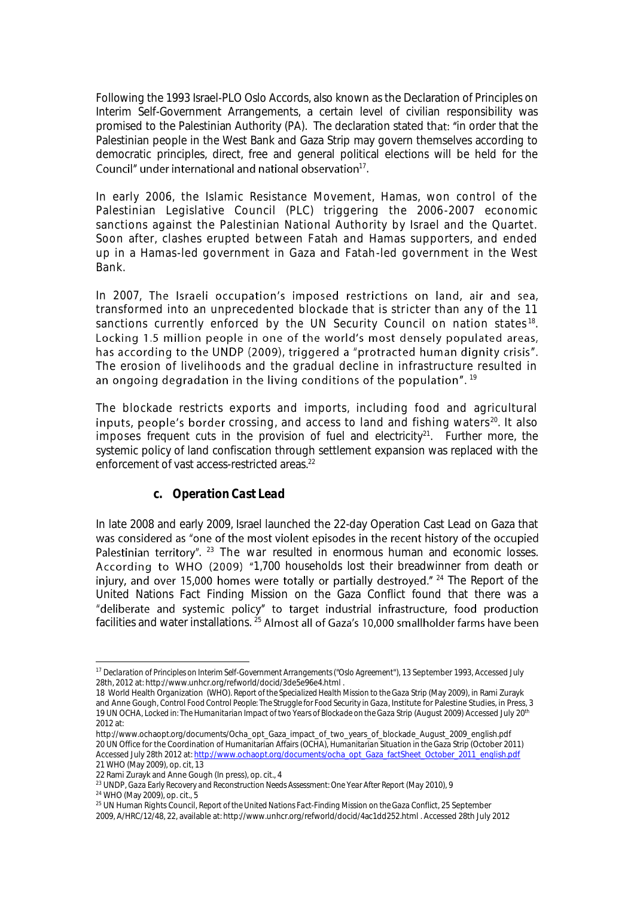Following the 1993 Israel-PLO Oslo Accords, also known as the Declaration of Principles on Interim Self-Government Arrangements, a certain level of civilian responsibility was promised to the Palestinian Authority (PA). The declaration stated that: "in order that the Palestinian people in the West Bank and Gaza Strip may govern themselves according to democratic principles, direct, free and general political elections will be held for the Council" under international and national observation[17].

In early 2006, the Islamic Resistance Movement, Hamas, won control of the Palestinian Legislative Council (PLC) triggering the 2006-2007 economic sanctions against the Palestinian National Authority by Israel and the Quartet. Soon after, clashes erupted between Fatah and Hamas supporters, and ended up in a Hamas-led government in Gaza and Fatah-led government in the West Bank.

In 2007, The Israeli occupation's imposed restrictions on land, air and sea, transformed into an unprecedented blockade that is stricter than any of the 11 sanctions currently enforced by the UN Security Council on nation states[18]. Locking 1.5 million people in one of the world's most densely populated areas, has according to the UNDP (2009), triggered a "protracted human dignity crisis". The erosion of livelihoods and the gradual decline in infrastructure resulted in an ongoing degradation in the living conditions of the population". [19]

The blockade restricts exports and imports, including food and agricultural inputs, people's border crossing, and access to land and fishing waters[20]. It also imposes frequent cuts in the provision of fuel and electricity[21]. Further more, the systemic policy of land confiscation through settlement expansion was replaced with the enforcement of vast access-restricted areas.[22]

### c. *Operation Cast Lead*

In late 2008 and early 2009, Israel launched the 22-day Operation Cast Lead on Gaza that was considered as "one of the most violent episodes in the recent history of the occupied Palestinian territory". [23] The war resulted in enormous human and economic losses. According to WHO (2009) "1,700 households lost their breadwinner from death or injury, and over 15,000 homes were totally or partially destroyed." [24] The Report of the United Nations Fact Finding Mission on the Gaza Conflict found that there was a "deliberate and systemic policy" to target industrial infrastructure, food production facilities and water installations. [25] Almost all of Gaza's 10,000 smallholder farms have been

---

[17] *Declaration of Principles on Interim Self-Government Arrangements ("Oslo Agreement")*, 13 September 1993, Accessed July 28th, 2012 at: http://www.unhcr.org/refworld/docid/3de5e96e4.html .

18 World Health Organization (WHO). *Report of the Specialized Health Mission to the Gaza Strip* (May 2009), in Rami Zurayk and Anne Gough, *Control Food Control People: The Struggle for Food Security in Gaza*, Institute for Palestine Studies, in Press, 3

19 UN OCHA, *Locked in: The Humanitarian Impact of two Years of Blockade on the Gaza Strip* (August 2009) Accessed July 20th 2012 at:
http://www.ochaopt.org/documents/Ocha_opt_Gaza_impact_of_two_years_of_blockade_August_2009_english.pdf

20 UN Office for the Coordination of Humanitarian Affairs (OCHA), *Humanitarian Situation in the Gaza Strip* (October 2011) Accessed July 28th 2012 at: http://www.ochaopt.org/documents/ocha_opt_Gaza_factSheet_October_2011_english.pdf

21 WHO (May 2009), op. cit, 13

22 Rami Zurayk and Anne Gough (In press), op. cit., 4

[23] UNDP, *Gaza Early Recovery and Reconstruction Needs Assessment: One Year After Report* (May 2010), 9

[24] WHO (May 2009), op. cit., 5

[25] UN Human Rights Council, *Report of the United Nations Fact-Finding Mission on the Gaza Conflict*, 25 September 2009, A/HRC/12/48, 22, available at: http://www.unhcr.org/refworld/docid/4ac1dd252.html . Accessed 28th July 2012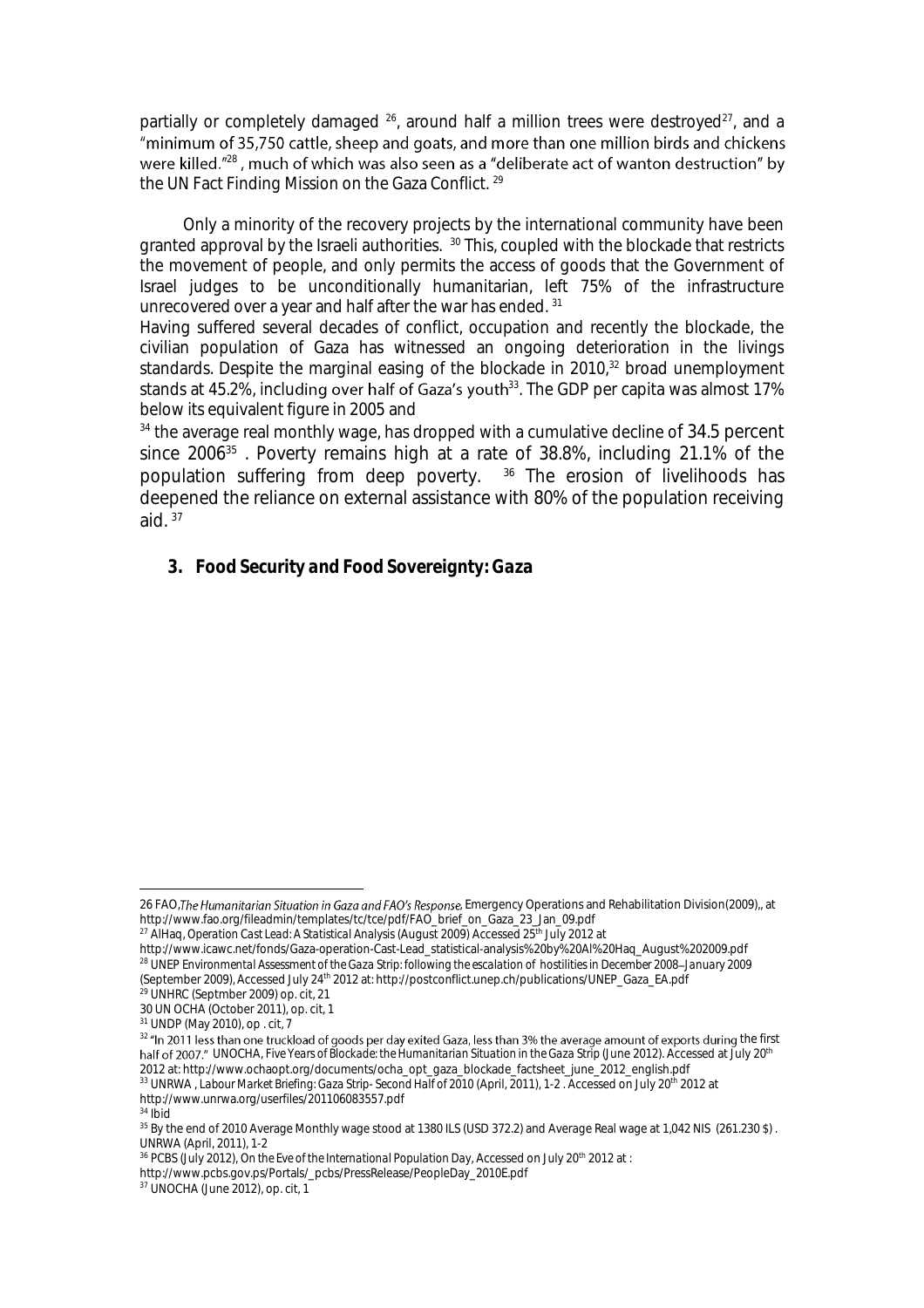partially or completely damaged [26], around half a million trees were destroyed[27], and a "minimum of 35,750 cattle, sheep and goats, and more than one million birds and chickens were killed."[28], much of which was also seen as a "deliberate act of wanton destruction" by the UN Fact Finding Mission on the Gaza Conflict. [29]

Only a minority of the recovery projects by the international community have been granted approval by the Israeli authorities. [30] This, coupled with the blockade that restricts the movement of people, and only permits the access of goods that the Government of Israel judges to be unconditionally humanitarian, left 75% of the infrastructure unrecovered over a year and half after the war has ended. [31]

Having suffered several decades of conflict, occupation and recently the blockade, the civilian population of Gaza has witnessed an ongoing deterioration in the livings standards. Despite the marginal easing of the blockade in 2010,[32] broad unemployment stands at 45.2%, including over half of Gaza's youth[33]. The GDP per capita was almost 17% below its equivalent figure in 2005 and

[34] the average real monthly wage, has dropped with a cumulative decline of 34.5 percent since 2006[35] . Poverty remains high at a rate of 38.8%, including 21.1% of the population suffering from deep poverty. [36] The erosion of livelihoods has deepened the reliance on external assistance with 80% of the population receiving aid. [37]

## 3. Food Security and Food Sovereignty: Gaza

---

26 FAO, *The Humanitarian Situation in Gaza and FAO's Response*, Emergency Operations and Rehabilitation Division(2009),, at http://www.fao.org/fileadmin/templates/tc/tce/pdf/FAO_brief_on_Gaza_23_Jan_09.pdf

27 AlHaq, Operation Cast Lead: A Statistical Analysis (August 2009) Accessed 25th July 2012 at http://www.icawc.net/fonds/Gaza-operation-Cast-Lead_statistical-analysis%20by%20Al%20Haq_August%202009.pdf

28 UNEP Environmental Assessment of the Gaza Strip: following the escalation of hostilities in December 2008–January 2009 (September 2009), Accessed July 24th 2012 at: http://postconflict.unep.ch/publications/UNEP_Gaza_EA.pdf

29 UNHRC (Septmber 2009) op. cit, 21

30 UN OCHA (October 2011), op. cit, 1

31 UNDP (May 2010), op . cit, 7

32 "In 2011 less than one truckload of goods per day exited Gaza, less than 3% the average amount of exports during the first half of 2007." UNOCHA, Five Years of Blockade: the Humanitarian Situation in the Gaza Strip (June 2012). Accessed at July 20th 2012 at: http://www.ochaopt.org/documents/ocha_opt_gaza_blockade_factsheet_june_2012_english.pdf

33 UNRWA , Labour Market Briefing: Gaza Strip- Second Half of 2010 (April, 2011), 1-2 . Accessed on July 20th 2012 at http://www.unrwa.org/userfiles/201106083557.pdf

34 Ibid

35 By the end of 2010 Average Monthly wage stood at 1380 ILS (USD 372.2) and Average Real wage at 1,042 NIS (261.230 $) . UNRWA (April, 2011), 1-2

36 PCBS (July 2012), On the Eve of the International Population Day, Accessed on July 20th 2012 at : http://www.pcbs.gov.ps/Portals/_pcbs/PressRelease/PeopleDay_2010E.pdf

37 UNOCHA (June 2012), op. cit, 1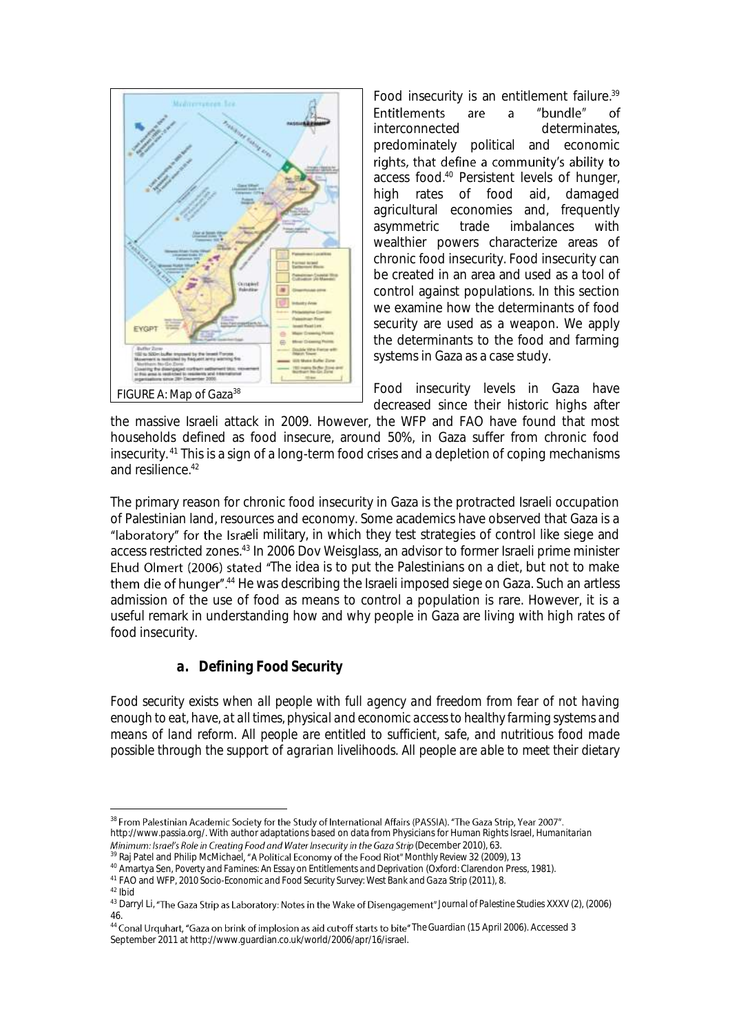FIGURE A: Map of Gaza[38]

Food insecurity is an entitlement failure.[39] Entitlements are a "bundle" of interconnected determinates, predominately political and economic rights, that define a community's ability to access food.[40] Persistent levels of hunger, high rates of food aid, damaged agricultural economies and, frequently asymmetric trade imbalances with wealthier powers characterize areas of chronic food insecurity. Food insecurity can be created in an area and used as a tool of control against populations. In this section we examine how the determinants of food security are used as a weapon. We apply the determinants to the food and farming systems in Gaza as a case study.

Food insecurity levels in Gaza have decreased since their historic highs after the massive Israeli attack in 2009. However, the WFP and FAO have found that most households defined as food insecure, around 50%, in Gaza suffer from chronic food insecurity.[41] This is a sign of a long-term food crises and a depletion of coping mechanisms and resilience.[42]

The primary reason for chronic food insecurity in Gaza is the protracted Israeli occupation of Palestinian land, resources and economy. Some academics have observed that Gaza is a "laboratory" for the Israeli military, in which they test strategies of control like siege and access restricted zones.[43] In 2006 Dov Weisglass, an advisor to former Israeli prime minister Ehud Olmert (2006) stated "The idea is to put the Palestinians on a diet, but not to make them die of hunger".[44] He was describing the Israeli imposed siege on Gaza. Such an artless admission of the use of food as means to control a population is rare. However, it is a useful remark in understanding how and why people in Gaza are living with high rates of food insecurity.

### a. Defining Food Security

*Food security exists when all people with full agency and freedom from fear of not having enough to eat, have, at all times, physical and economic access to healthy farming systems and means of land reform. All people are entitled to sufficient, safe, and nutritious food made possible through the support of agrarian livelihoods. All people are able to meet their dietary*

---

[38] From Palestinian Academic Society for the Study of International Affairs (PASSIA). "The Gaza Strip, Year 2007". http://www.passia.org/. With author adaptations based on data from Physicians for Human Rights Israel, *Humanitarian Minimum: Israel's Role in Creating Food and Water Insecurity in the Gaza Strip* (December 2010), 63.

[39] Raj Patel and Philip McMichael, "A Political Economy of the Food Riot" *Monthly Review* 32 (2009), 13

[40] Amartya Sen, *Poverty and Famines: An Essay on Entitlements and Deprivation* (Oxford: Clarendon Press, 1981).

[41] FAO and WFP, *2010 Socio-Economic and Food Security Survey: West Bank and Gaza Strip* (2011), 8.

[42] Ibid

[43] Darryl Li, "The Gaza Strip as Laboratory: Notes in the Wake of Disengagement" *Journal of Palestine Studies* XXXV (2), (2006) 46.

[44] Conal Urquhart, "Gaza on brink of implosion as aid cut-off starts to bite" *The Guardian* (15 April 2006). Accessed 3 September 2011 at http://www.guardian.co.uk/world/2006/apr/16/israel.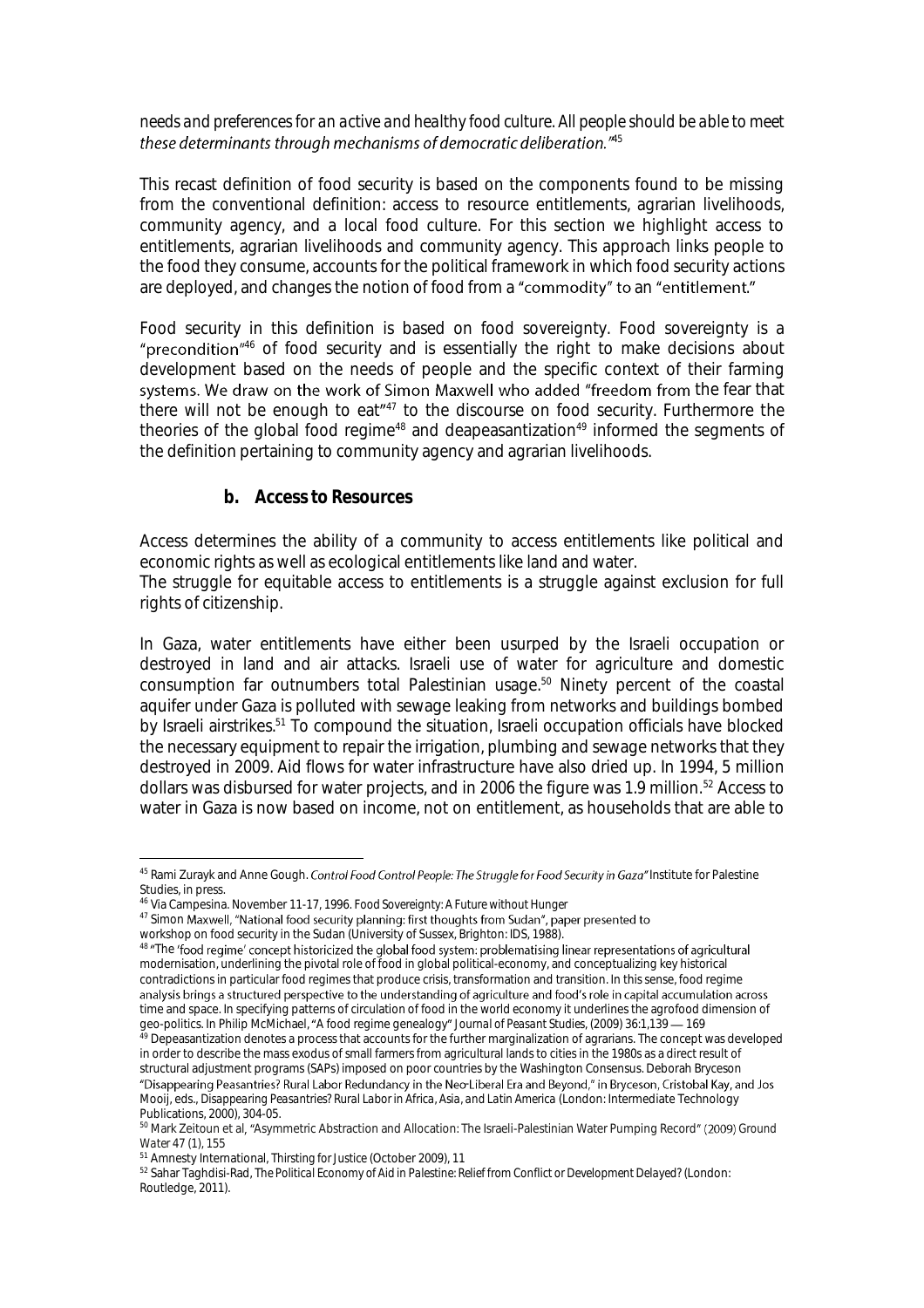*needs and preferences for an active and healthy food culture. All people should be able to meet these determinants through mechanisms of democratic deliberation."*[45]

This recast definition of food security is based on the components found to be missing from the conventional definition: access to resource entitlements, agrarian livelihoods, community agency, and a local food culture. For this section we highlight access to entitlements, agrarian livelihoods and community agency. This approach links people to the food they consume, accounts for the political framework in which food security actions are deployed, and changes the notion of food from a "commodity" to an "entitlement."

Food security in this definition is based on food sovereignty. Food sovereignty is a "precondition"[46] of food security and is essentially the right to make decisions about development based on the needs of people and the specific context of their farming systems. We draw on the work of Simon Maxwell who added "freedom from the fear that there will not be enough to eat"[47] to the discourse on food security. Furthermore the theories of the global food regime[48] and deapeasantization[49] informed the segments of the definition pertaining to community agency and agrarian livelihoods.

### b. Access to Resources

Access determines the ability of a community to access entitlements like political and economic rights as well as ecological entitlements like land and water.
The struggle for equitable access to entitlements is a struggle against exclusion for full rights of citizenship.

In Gaza, water entitlements have either been usurped by the Israeli occupation or destroyed in land and air attacks. Israeli use of water for agriculture and domestic consumption far outnumbers total Palestinian usage.[50] Ninety percent of the coastal aquifer under Gaza is polluted with sewage leaking from networks and buildings bombed by Israeli airstrikes.[51] To compound the situation, Israeli occupation officials have blocked the necessary equipment to repair the irrigation, plumbing and sewage networks that they destroyed in 2009. Aid flows for water infrastructure have also dried up. In 1994, 5 million dollars was disbursed for water projects, and in 2006 the figure was 1.9 million.[52] Access to water in Gaza is now based on income, not on entitlement, as households that are able to

---

[45] Rami Zurayk and Anne Gough. *Control Food Control People: The Struggle for Food Security in Gaza"* Institute for Palestine Studies, in press.

[46] Via Campesina. November 11-17, 1996. *Food Sovereignty: A Future without Hunger*

[47] Simon Maxwell, "National food security planning: first thoughts from Sudan", paper presented to workshop on food security in the Sudan (University of Sussex, Brighton: IDS, 1988).

[48] "The 'food regime' concept historicized the global food system: problematising linear representations of agricultural modernisation, underlining the pivotal role of food in global political-economy, and conceptualizing key historical contradictions in particular food regimes that produce crisis, transformation and transition. In this sense, food regime analysis brings a structured perspective to the understanding of agriculture and food's role in capital accumulation across time and space. In specifying patterns of circulation of food in the world economy it underlines the agrofood dimension of geo-politics. In Philip McMichael, "A food regime genealogy" *Journal of Peasant Studies*, (2009) 36:1,139 — 169

[49] Depeasantization denotes a process that accounts for the further marginalization of agrarians. The concept was developed in order to describe the mass exodus of small farmers from agricultural lands to cities in the 1980s as a direct result of structural adjustment programs (SAPs) imposed on poor countries by the Washington Consensus. Deborah Bryceson "Disappearing Peasantries? Rural Labor Redundancy in the Neo-Liberal Era and Beyond," in Bryceson, Cristobal Kay, and Jos Mooij, eds., *Disappearing Peasantries? Rural Labor in Africa, Asia, and Latin America* (London: Intermediate Technology Publications, 2000), 304-05.

[50] Mark Zeitoun et al, "Asymmetric Abstraction and Allocation: The Israeli-Palestinian Water Pumping Record" (2009) *Ground Water* 47 (1), 155

[51] Amnesty International, *Thirsting for Justice* (October 2009), 11

[52] Sahar Taghdisi-Rad, *The Political Economy of Aid in Palestine: Relief from Conflict or Development Delayed?* (London: Routledge, 2011).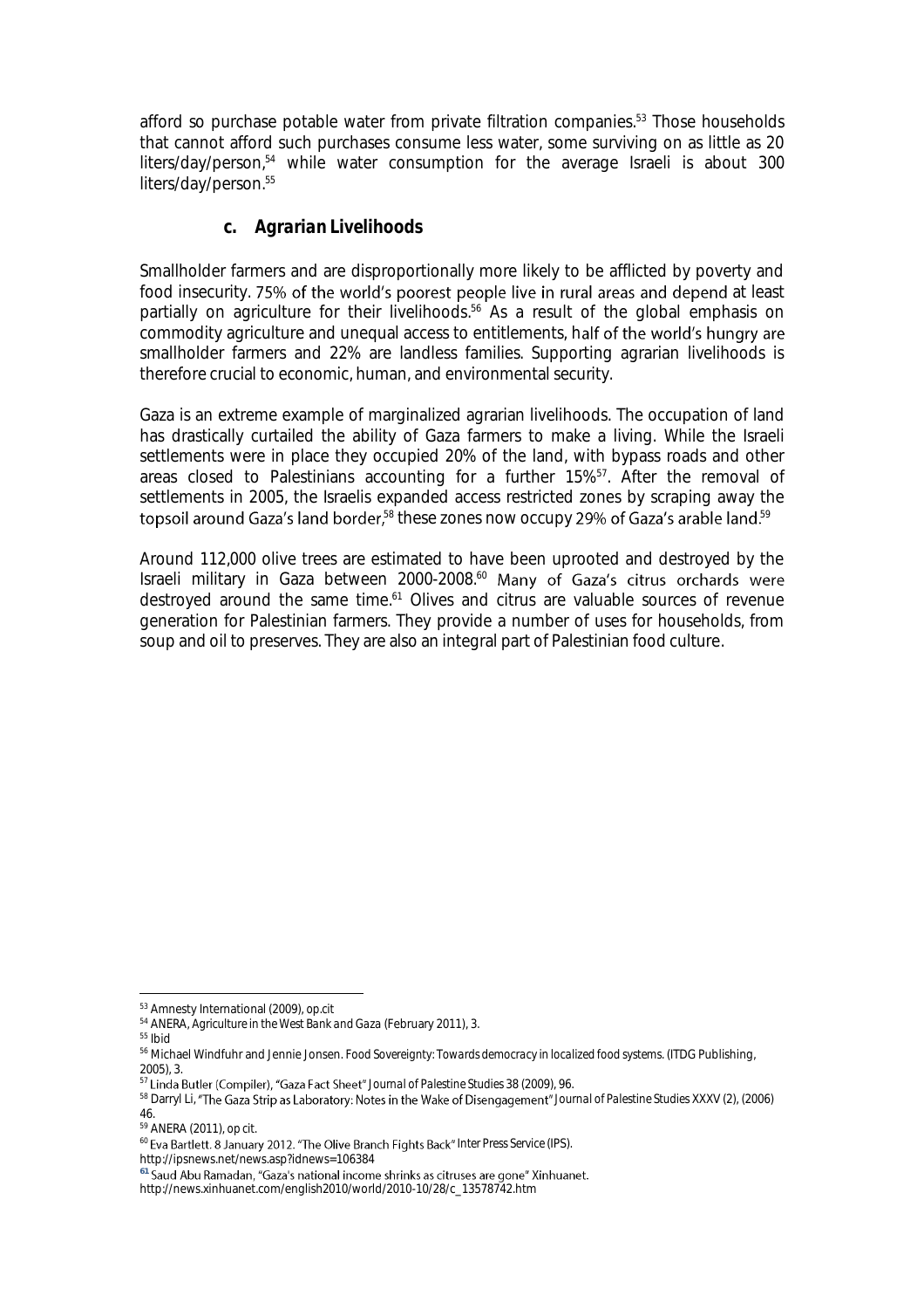afford so purchase potable water from private filtration companies.[53] Those households that cannot afford such purchases consume less water, some surviving on as little as 20 liters/day/person,[54] while water consumption for the average Israeli is about 300 liters/day/person.[55]

### c. Agrarian Livelihoods

Smallholder farmers and are disproportionally more likely to be afflicted by poverty and food insecurity. 75% of the world's poorest people live in rural areas and depend at least partially on agriculture for their livelihoods.[56] As a result of the global emphasis on commodity agriculture and unequal access to entitlements, half of the world's hungry are smallholder farmers and 22% are landless families. Supporting agrarian livelihoods is therefore crucial to economic, human, and environmental security.

Gaza is an extreme example of marginalized agrarian livelihoods. The occupation of land has drastically curtailed the ability of Gaza farmers to make a living. While the Israeli settlements were in place they occupied 20% of the land, with bypass roads and other areas closed to Palestinians accounting for a further 15%[57]. After the removal of settlements in 2005, the Israelis expanded access restricted zones by scraping away the topsoil around Gaza's land border,[58] these zones now occupy 29% of Gaza's arable land.[59]

Around 112,000 olive trees are estimated to have been uprooted and destroyed by the Israeli military in Gaza between 2000-2008.[60] Many of Gaza's citrus orchards were destroyed around the same time.[61] Olives and citrus are valuable sources of revenue generation for Palestinian farmers. They provide a number of uses for households, from soup and oil to preserves. They are also an integral part of Palestinian food culture.

---

[53] Amnesty International (2009), op.cit

[54] ANERA, *Agriculture in the West Bank and Gaza* (February 2011), 3.

[55] Ibid

[56] Michael Windfuhr and Jennie Jonsen. *Food Sovereignty: Towards democracy in localized food systems.* (ITDG Publishing, 2005), 3.

[57] Linda Butler (Compiler), "Gaza Fact Sheet" *Journal of Palestine Studies* 38 (2009), 96.

[58] Darryl Li, "The Gaza Strip as Laboratory: Notes in the Wake of Disengagement" *Journal of Palestine Studies* XXXV (2), (2006) 46.

[59] ANERA (2011), op cit.

[60] Eva Bartlett. 8 January 2012. "The Olive Branch Fights Back" Inter Press Service (IPS). http://ipsnews.net/news.asp?idnews=106384

[61] Saud Abu Ramadan, "Gaza's national income shrinks as citruses are gone" Xinhuanet. http://news.xinhuanet.com/english2010/world/2010-10/28/c_13578742.htm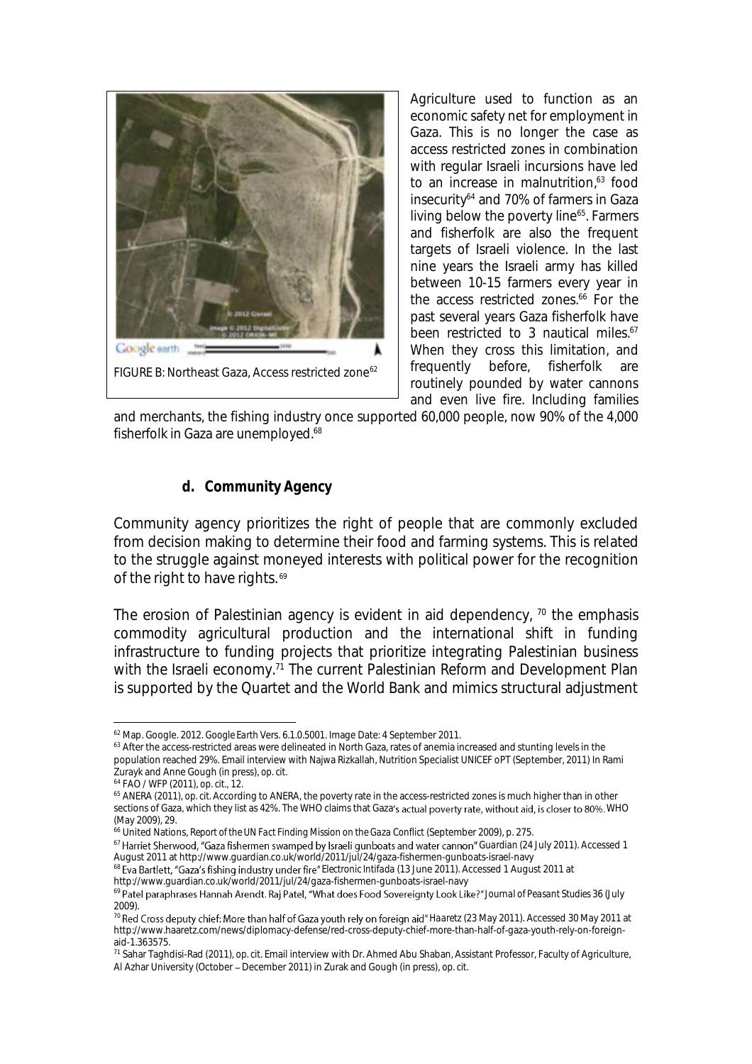FIGURE B: Northeast Gaza, Access restricted zone[62]

Agriculture used to function as an economic safety net for employment in Gaza. This is no longer the case as access restricted zones in combination with regular Israeli incursions have led to an increase in malnutrition,[63] food insecurity[64] and 70% of farmers in Gaza living below the poverty line[65]. Farmers and fisherfolk are also the frequent targets of Israeli violence. In the last nine years the Israeli army has killed between 10-15 farmers every year in the access restricted zones.[66] For the past several years Gaza fisherfolk have been restricted to 3 nautical miles.[67] When they cross this limitation, and frequently before, fisherfolk are routinely pounded by water cannons and even live fire. Including families and merchants, the fishing industry once supported 60,000 people, now 90% of the 4,000 fisherfolk in Gaza are unemployed.[68]

### d. Community Agency

Community agency prioritizes the right of people that are commonly excluded from decision making to determine their food and farming systems. This is related to the struggle against moneyed interests with political power for the recognition of the right to have rights.[69]

The erosion of Palestinian agency is evident in aid dependency, [70] the emphasis commodity agricultural production and the international shift in funding infrastructure to funding projects that prioritize integrating Palestinian business with the Israeli economy.[71] The current Palestinian Reform and Development Plan is supported by the Quartet and the World Bank and mimics structural adjustment

---

[62] Map. Google. 2012. *Google Earth Vers. 6.1.0.5001*. Image Date: 4 September 2011.

[63] After the access-restricted areas were delineated in North Gaza, rates of anemia increased and stunting levels in the population reached 29%. Email interview with Najwa Rizkallah, Nutrition Specialist UNICEF oPT (September, 2011) In Rami Zurayk and Anne Gough (in press), op. cit.

[64] FAO / WFP (2011), op. cit., 12.

[65] ANERA (2011), op. cit. According to ANERA, the poverty rate in the access-restricted zones is much higher than in other sections of Gaza, which they list as 42%. The WHO claims that Gaza's actual poverty rate, without aid, is closer to 80%. WHO (May 2009), 29.

[66] United Nations, *Report of the UN Fact Finding Mission on the Gaza Conflict* (September 2009), p. 275.

[67] Harriet Sherwood, "Gaza fishermen swamped by Israeli gunboats and water cannon" *Guardian* (24 July 2011). Accessed 1 August 2011 at http://www.guardian.co.uk/world/2011/jul/24/gaza-fishermen-gunboats-israel-navy

[68] Eva Bartlett, "Gaza's fishing industry under fire" *Electronic Intifada* (13 June 2011). Accessed 1 August 2011 at http://www.guardian.co.uk/world/2011/jul/24/gaza-fishermen-gunboats-israel-navy

[69] Patel paraphrases Hannah Arendt. Raj Patel, "What does Food Sovereignty Look Like?" *Journal of Peasant Studies* 36 (July 2009).

[70] Red Cross deputy chief: More than half of Gaza youth rely on foreign aid" *Haaretz* (23 May 2011). Accessed 30 May 2011 at http://www.haaretz.com/news/diplomacy-defense/red-cross-deputy-chief-more-than-half-of-gaza-youth-rely-on-foreign-aid-1.363575.

[71] Sahar Taghdisi-Rad (2011), op. cit. Email interview with Dr. Ahmed Abu Shaban, Assistant Professor, Faculty of Agriculture, Al Azhar University (October – December 2011) in Zurak and Gough (in press), op. cit.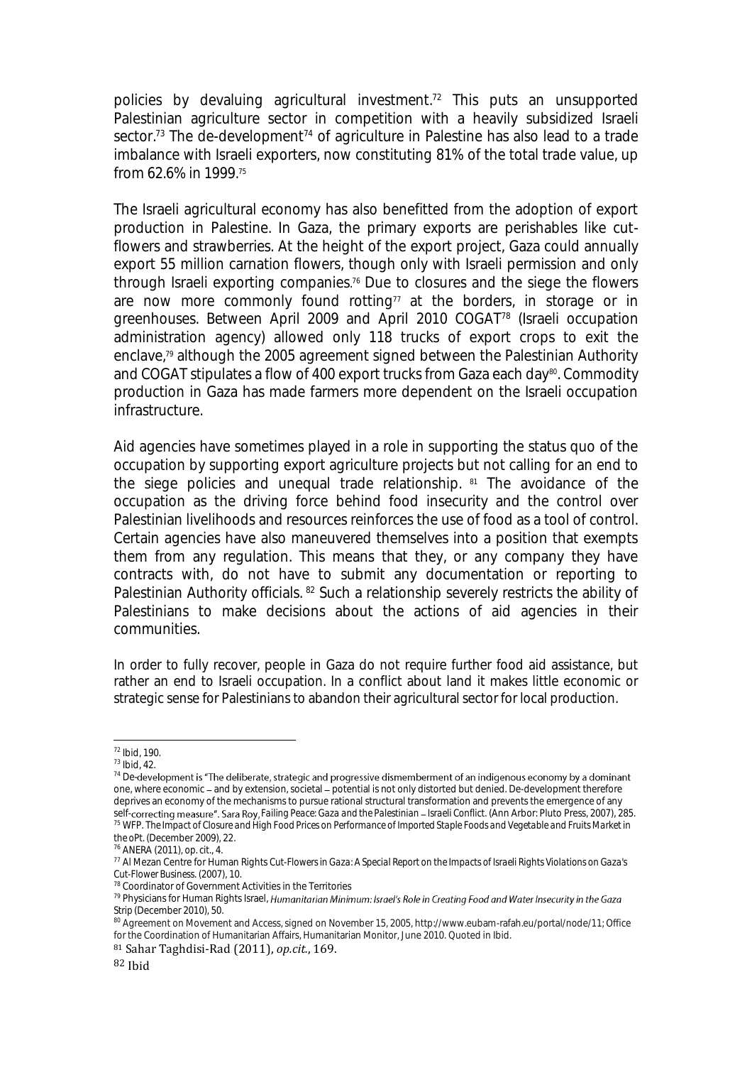policies by devaluing agricultural investment.[72] This puts an unsupported Palestinian agriculture sector in competition with a heavily subsidized Israeli sector.[73] The de-development[74] of agriculture in Palestine has also lead to a trade imbalance with Israeli exporters, now constituting 81% of the total trade value, up from 62.6% in 1999.[75]

The Israeli agricultural economy has also benefitted from the adoption of export production in Palestine. In Gaza, the primary exports are perishables like cut-flowers and strawberries. At the height of the export project, Gaza could annually export 55 million carnation flowers, though only with Israeli permission and only through Israeli exporting companies.[76] Due to closures and the siege the flowers are now more commonly found rotting[77] at the borders, in storage or in greenhouses. Between April 2009 and April 2010 COGAT[78] (Israeli occupation administration agency) allowed only 118 trucks of export crops to exit the enclave,[79] although the 2005 agreement signed between the Palestinian Authority and COGAT stipulates a flow of 400 export trucks from Gaza each day[80]. Commodity production in Gaza has made farmers more dependent on the Israeli occupation infrastructure.

Aid agencies have sometimes played in a role in supporting the status quo of the occupation by supporting export agriculture projects but not calling for an end to the siege policies and unequal trade relationship. [81] The avoidance of the occupation as the driving force behind food insecurity and the control over Palestinian livelihoods and resources reinforces the use of food as a tool of control. Certain agencies have also maneuvered themselves into a position that exempts them from any regulation. This means that they, or any company they have contracts with, do not have to submit any documentation or reporting to Palestinian Authority officials. [82] Such a relationship severely restricts the ability of Palestinians to make decisions about the actions of aid agencies in their communities.

In order to fully recover, people in Gaza do not require further food aid assistance, but rather an end to Israeli occupation. In a conflict about land it makes little economic or strategic sense for Palestinians to abandon their agricultural sector for local production.

---

[72] Ibid, 190.

[73] Ibid, 42.

[74] De-development is "The deliberate, strategic and progressive dismemberment of an indigenous economy by a dominant one, where economic – and by extension, societal – potential is not only distorted but denied. De-development therefore deprives an economy of the mechanisms to pursue rational structural transformation and prevents the emergence of any self-correcting measure". Sara Roy, *Failing Peace: Gaza and the Palestinian – Israeli Conflict*. (Ann Arbor: Pluto Press, 2007), 285.

[75] WFP. *The Impact of Closure and High Food Prices on Performance of Imported Staple Foods and Vegetable and Fruits Market in the oPt*. (December 2009), 22.

[76] ANERA (2011), op. cit., 4.

[77] Al Mezan Centre for Human Rights *Cut-Flowers in Gaza: A Special Report on the Impacts of Israeli Rights Violations on Gaza's Cut-Flower Business*. (2007), 10.

[78] Coordinator of Government Activities in the Territories

[79] Physicians for Human Rights Israel, *Humanitarian Minimum: Israel's Role in Creating Food and Water Insecurity in the Gaza Strip* (December 2010), 50.

[80] Agreement on Movement and Access, signed on November 15, 2005, http://www.eubam-rafah.eu/portal/node/11; Office for the Coordination of Humanitarian Affairs, Humanitarian Monitor, June 2010. Quoted in Ibid.

[81] Sahar Taghdisi-Rad (2011), *op.cit.*, 169.

[82] Ibid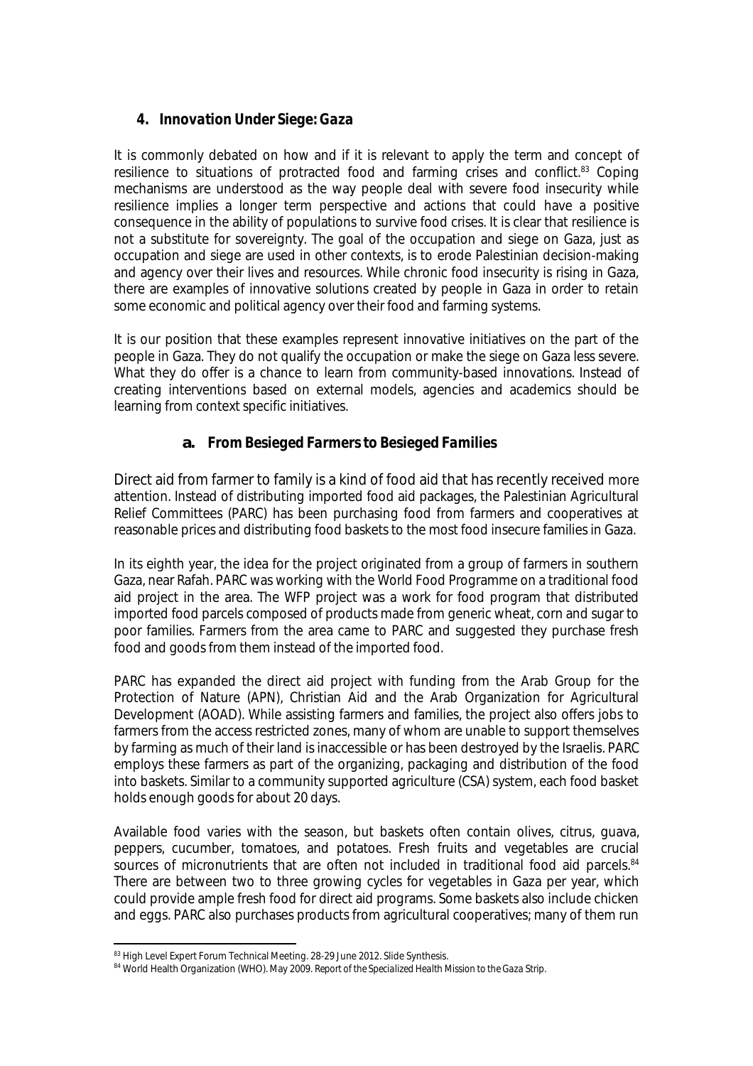## 4. *Innovation Under Siege: Gaza*

It is commonly debated on how and if it is relevant to apply the term and concept of resilience to situations of protracted food and farming crises and conflict.[83] Coping mechanisms are understood as the way people deal with severe food insecurity while resilience implies a longer term perspective and actions that could have a positive consequence in the ability of populations to survive food crises. It is clear that resilience is not a substitute for sovereignty. The goal of the occupation and siege on Gaza, just as occupation and siege are used in other contexts, is to erode Palestinian decision-making and agency over their lives and resources. While chronic food insecurity is rising in Gaza, there are examples of innovative solutions created by people in Gaza in order to retain some economic and political agency over their food and farming systems.

It is our position that these examples represent innovative initiatives on the part of the people in Gaza. They do not qualify the occupation or make the siege on Gaza less severe. What they do offer is a chance to learn from community-based innovations. Instead of creating interventions based on external models, agencies and academics should be learning from context specific initiatives.

### a. *From Besieged Farmers to Besieged Families*

Direct aid from farmer to family is a kind of food aid that has recently received more attention. Instead of distributing imported food aid packages, the Palestinian Agricultural Relief Committees (PARC) has been purchasing food from farmers and cooperatives at reasonable prices and distributing food baskets to the most food insecure families in Gaza.

In its eighth year, the idea for the project originated from a group of farmers in southern Gaza, near Rafah. PARC was working with the World Food Programme on a traditional food aid project in the area. The WFP project was a work for food program that distributed imported food parcels composed of products made from generic wheat, corn and sugar to poor families. Farmers from the area came to PARC and suggested they purchase fresh food and goods from them instead of the imported food.

PARC has expanded the direct aid project with funding from the Arab Group for the Protection of Nature (APN), Christian Aid and the Arab Organization for Agricultural Development (AOAD). While assisting farmers and families, the project also offers jobs to farmers from the access restricted zones, many of whom are unable to support themselves by farming as much of their land is inaccessible or has been destroyed by the Israelis. PARC employs these farmers as part of the organizing, packaging and distribution of the food into baskets. Similar to a community supported agriculture (CSA) system, each food basket holds enough goods for about 20 days.

Available food varies with the season, but baskets often contain olives, citrus, guava, peppers, cucumber, tomatoes, and potatoes. Fresh fruits and vegetables are crucial sources of micronutrients that are often not included in traditional food aid parcels.[84] There are between two to three growing cycles for vegetables in Gaza per year, which could provide ample fresh food for direct aid programs. Some baskets also include chicken and eggs. PARC also purchases products from agricultural cooperatives; many of them run

---

[83] High Level Expert Forum Technical Meeting. 28-29 June 2012. Slide Synthesis.

[84] World Health Organization (WHO). May 2009. *Report of the Specialized Health Mission to the Gaza Strip.*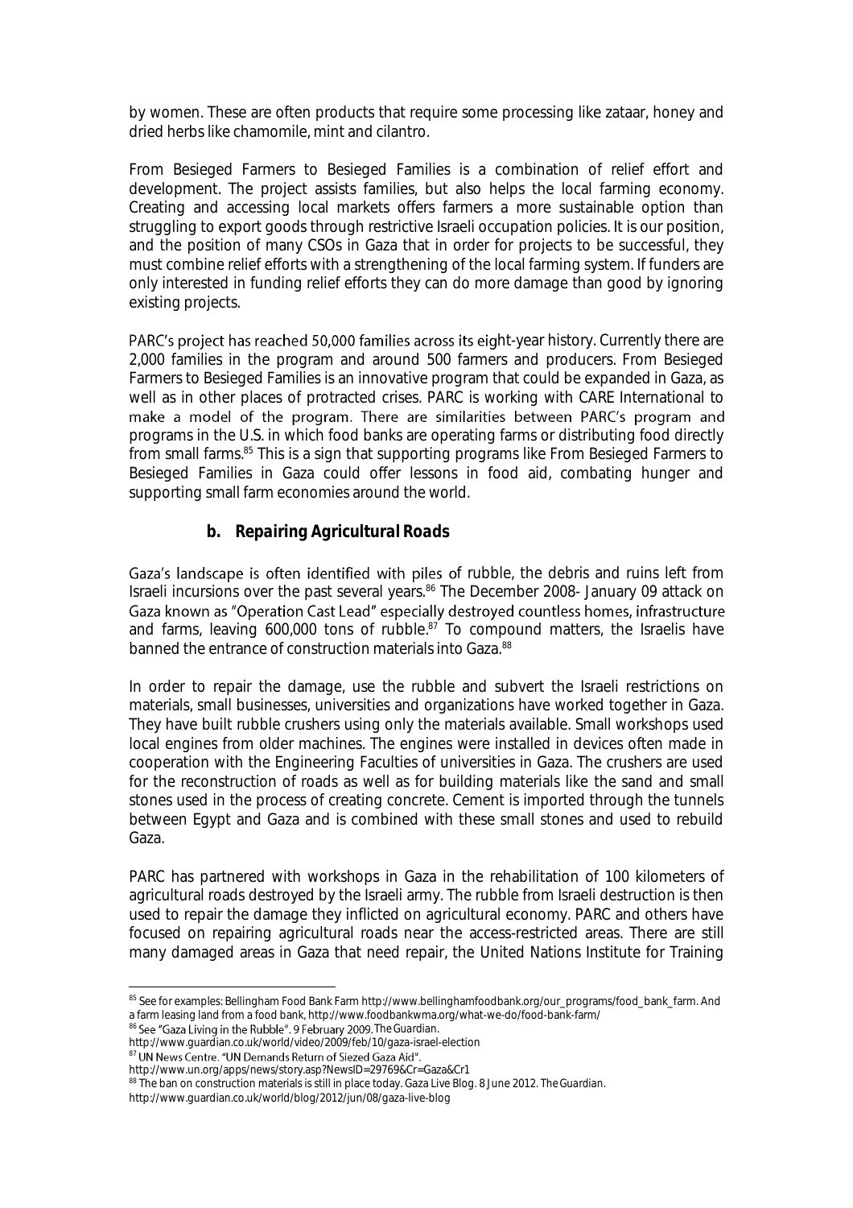by women. These are often products that require some processing like zataar, honey and dried herbs like chamomile, mint and cilantro.

From Besieged Farmers to Besieged Families is a combination of relief effort and development. The project assists families, but also helps the local farming economy. Creating and accessing local markets offers farmers a more sustainable option than struggling to export goods through restrictive Israeli occupation policies. It is our position, and the position of many CSOs in Gaza that in order for projects to be successful, they must combine relief efforts with a strengthening of the local farming system. If funders are only interested in funding relief efforts they can do more damage than good by ignoring existing projects.

PARC's project has reached 50,000 families across its eight-year history. Currently there are 2,000 families in the program and around 500 farmers and producers. From Besieged Farmers to Besieged Families is an innovative program that could be expanded in Gaza, as well as in other places of protracted crises. PARC is working with CARE International to make a model of the program. There are similarities between PARC's program and programs in the U.S. in which food banks are operating farms or distributing food directly from small farms.[85] This is a sign that supporting programs like From Besieged Farmers to Besieged Families in Gaza could offer lessons in food aid, combating hunger and supporting small farm economies around the world.

### b. *Repairing Agricultural Roads*

Gaza's landscape is often identified with piles of rubble, the debris and ruins left from Israeli incursions over the past several years.[86] The December 2008- January 09 attack on Gaza known as "Operation Cast Lead" especially destroyed countless homes, infrastructure and farms, leaving 600,000 tons of rubble.[87] To compound matters, the Israelis have banned the entrance of construction materials into Gaza.[88]

In order to repair the damage, use the rubble and subvert the Israeli restrictions on materials, small businesses, universities and organizations have worked together in Gaza. They have built rubble crushers using only the materials available. Small workshops used local engines from older machines. The engines were installed in devices often made in cooperation with the Engineering Faculties of universities in Gaza. The crushers are used for the reconstruction of roads as well as for building materials like the sand and small stones used in the process of creating concrete. Cement is imported through the tunnels between Egypt and Gaza and is combined with these small stones and used to rebuild Gaza.

PARC has partnered with workshops in Gaza in the rehabilitation of 100 kilometers of agricultural roads destroyed by the Israeli army. The rubble from Israeli destruction is then used to repair the damage they inflicted on agricultural economy. PARC and others have focused on repairing agricultural roads near the access-restricted areas. There are still many damaged areas in Gaza that need repair, the United Nations Institute for Training

---

[85] See for examples: Bellingham Food Bank Farm http://www.bellinghamfoodbank.org/our_programs/food_bank_farm. And a farm leasing land from a food bank, http://www.foodbankwma.org/what-we-do/food-bank-farm/

[86] See "Gaza Living in the Rubble". 9 February 2009. *The Guardian*. http://www.guardian.co.uk/world/video/2009/feb/10/gaza-israel-election

[87] UN News Centre. "UN Demands Return of Siezed Gaza Aid". http://www.un.org/apps/news/story.asp?NewsID=29769&Cr=Gaza&Cr1

[88] The ban on construction materials is still in place today. Gaza Live Blog. 8 June 2012. *The Guardian*. http://www.guardian.co.uk/world/blog/2012/jun/08/gaza-live-blog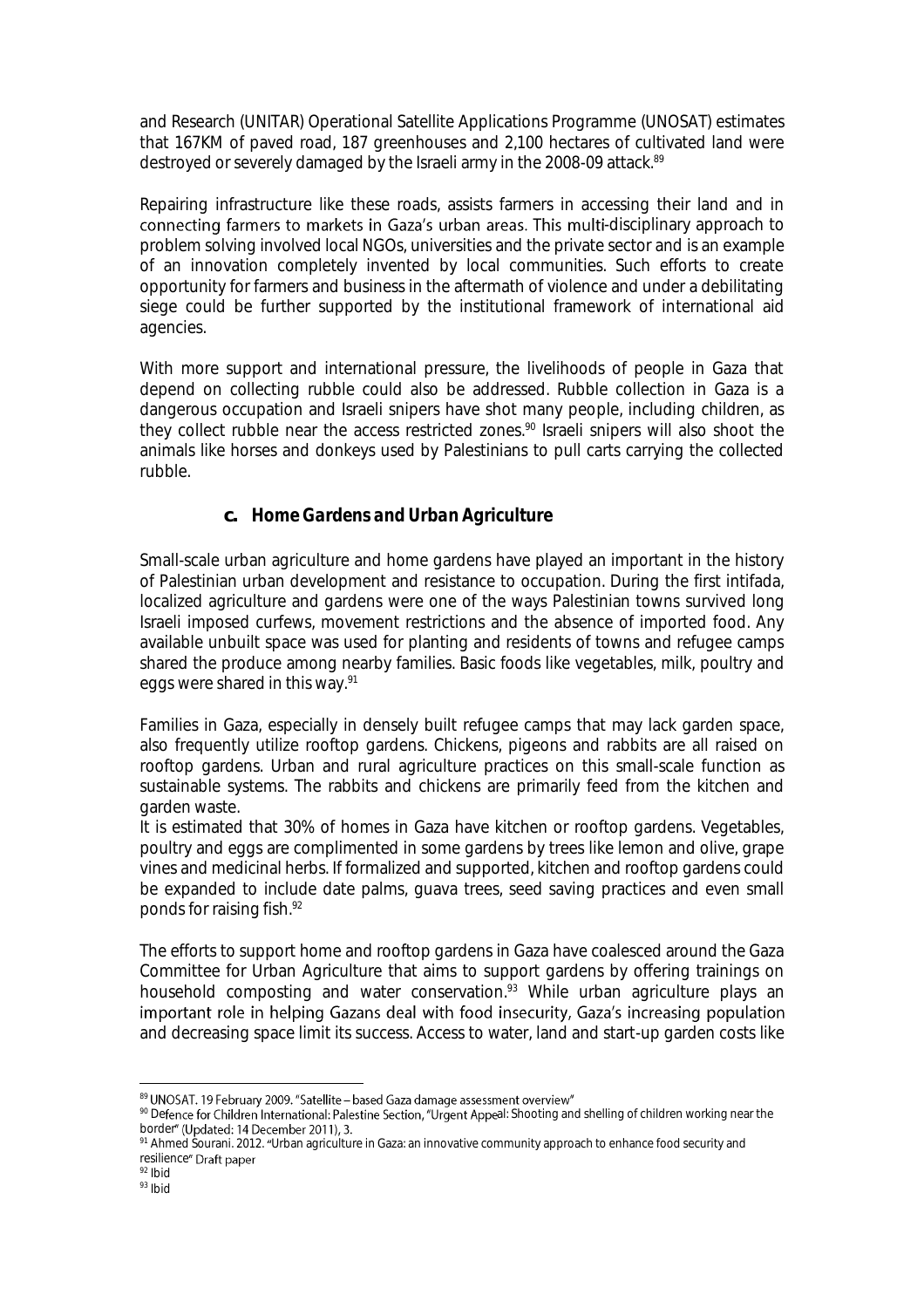and Research (UNITAR) Operational Satellite Applications Programme (UNOSAT) estimates that 167KM of paved road, 187 greenhouses and 2,100 hectares of cultivated land were destroyed or severely damaged by the Israeli army in the 2008-09 attack.[89]

Repairing infrastructure like these roads, assists farmers in accessing their land and in connecting farmers to markets in Gaza's urban areas. This multi-disciplinary approach to problem solving involved local NGOs, universities and the private sector and is an example of an innovation completely invented by local communities. Such efforts to create opportunity for farmers and business in the aftermath of violence and under a debilitating siege could be further supported by the institutional framework of international aid agencies.

With more support and international pressure, the livelihoods of people in Gaza that depend on collecting rubble could also be addressed. Rubble collection in Gaza is a dangerous occupation and Israeli snipers have shot many people, including children, as they collect rubble near the access restricted zones.[90] Israeli snipers will also shoot the animals like horses and donkeys used by Palestinians to pull carts carrying the collected rubble.

### c. Home Gardens and Urban Agriculture

Small-scale urban agriculture and home gardens have played an important in the history of Palestinian urban development and resistance to occupation. During the first intifada, localized agriculture and gardens were one of the ways Palestinian towns survived long Israeli imposed curfews, movement restrictions and the absence of imported food. Any available unbuilt space was used for planting and residents of towns and refugee camps shared the produce among nearby families. Basic foods like vegetables, milk, poultry and eggs were shared in this way.[91]

Families in Gaza, especially in densely built refugee camps that may lack garden space, also frequently utilize rooftop gardens. Chickens, pigeons and rabbits are all raised on rooftop gardens. Urban and rural agriculture practices on this small-scale function as sustainable systems. The rabbits and chickens are primarily feed from the kitchen and garden waste.

It is estimated that 30% of homes in Gaza have kitchen or rooftop gardens. Vegetables, poultry and eggs are complimented in some gardens by trees like lemon and olive, grape vines and medicinal herbs. If formalized and supported, kitchen and rooftop gardens could be expanded to include date palms, guava trees, seed saving practices and even small ponds for raising fish.[92]

The efforts to support home and rooftop gardens in Gaza have coalesced around the Gaza Committee for Urban Agriculture that aims to support gardens by offering trainings on household composting and water conservation.[93] While urban agriculture plays an important role in helping Gazans deal with food insecurity, Gaza's increasing population and decreasing space limit its success. Access to water, land and start-up garden costs like

---

[89] UNOSAT. 19 February 2009. "Satellite – based Gaza damage assessment overview"

[90] Defence for Children International: Palestine Section, "Urgent Appeal: Shooting and shelling of children working near the border" (Updated: 14 December 2011), 3.

[91] Ahmed Sourani. 2012. "Urban agriculture in Gaza: an innovative community approach to enhance food security and resilience" Draft paper

[92] Ibid

[93] Ibid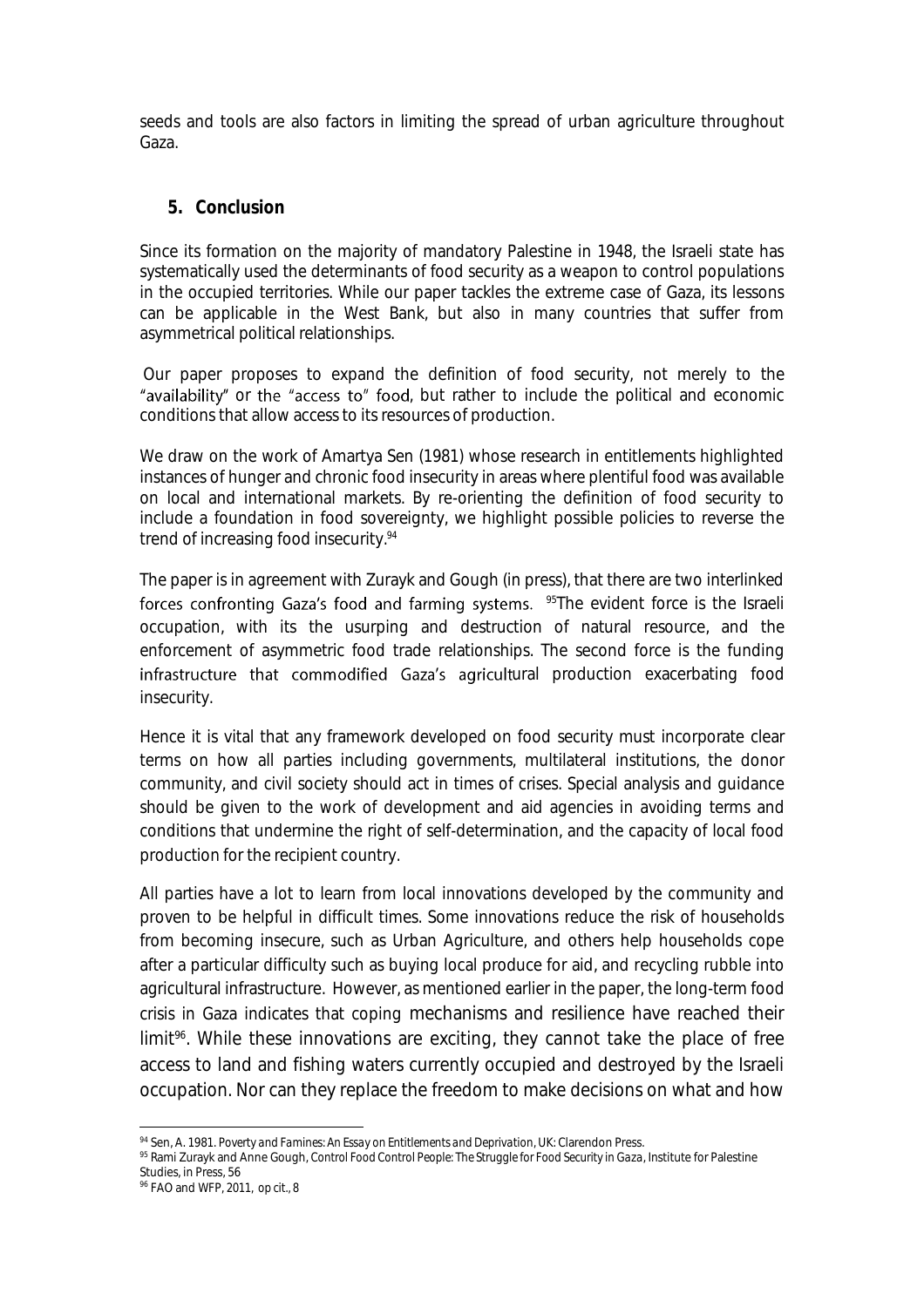seeds and tools are also factors in limiting the spread of urban agriculture throughout Gaza.

## 5. Conclusion

Since its formation on the majority of mandatory Palestine in 1948, the Israeli state has systematically used the determinants of food security as a weapon to control populations in the occupied territories. While our paper tackles the extreme case of Gaza, its lessons can be applicable in the West Bank, but also in many countries that suffer from asymmetrical political relationships.

Our paper proposes to expand the definition of food security, not merely to the "availability" or the "access to" food, but rather to include the political and economic conditions that allow access to its resources of production.

We draw on the work of Amartya Sen (1981) whose research in entitlements highlighted instances of hunger and chronic food insecurity in areas where plentiful food was available on local and international markets. By re-orienting the definition of food security to include a foundation in food sovereignty, we highlight possible policies to reverse the trend of increasing food insecurity.[94]

The paper is in agreement with Zurayk and Gough (in press), that there are two interlinked forces confronting Gaza's food and farming systems. [95]The evident force is the Israeli occupation, with its the usurping and destruction of natural resource, and the enforcement of asymmetric food trade relationships. The second force is the funding infrastructure that commodified Gaza's agricultural production exacerbating food insecurity.

Hence it is vital that any framework developed on food security must incorporate clear terms on how all parties including governments, multilateral institutions, the donor community, and civil society should act in times of crises. Special analysis and guidance should be given to the work of development and aid agencies in avoiding terms and conditions that undermine the right of self-determination, and the capacity of local food production for the recipient country.

All parties have a lot to learn from local innovations developed by the community and proven to be helpful in difficult times. Some innovations reduce the risk of households from becoming insecure, such as Urban Agriculture, and others help households cope after a particular difficulty such as buying local produce for aid, and recycling rubble into agricultural infrastructure. However, as mentioned earlier in the paper, the long-term food crisis in Gaza indicates that coping mechanisms and resilience have reached their limit[96]. While these innovations are exciting, they cannot take the place of free access to land and fishing waters currently occupied and destroyed by the Israeli occupation. Nor can they replace the freedom to make decisions on what and how

---

[94] Sen, A. 1981. *Poverty and Famines: An Essay on Entitlements and Deprivation*, UK: Clarendon Press.

[95] Rami Zurayk and Anne Gough, Control Food Control People: The Struggle for Food Security in Gaza, Institute for Palestine Studies, in Press, 56

[96] FAO and WFP, 2011, op cit., 8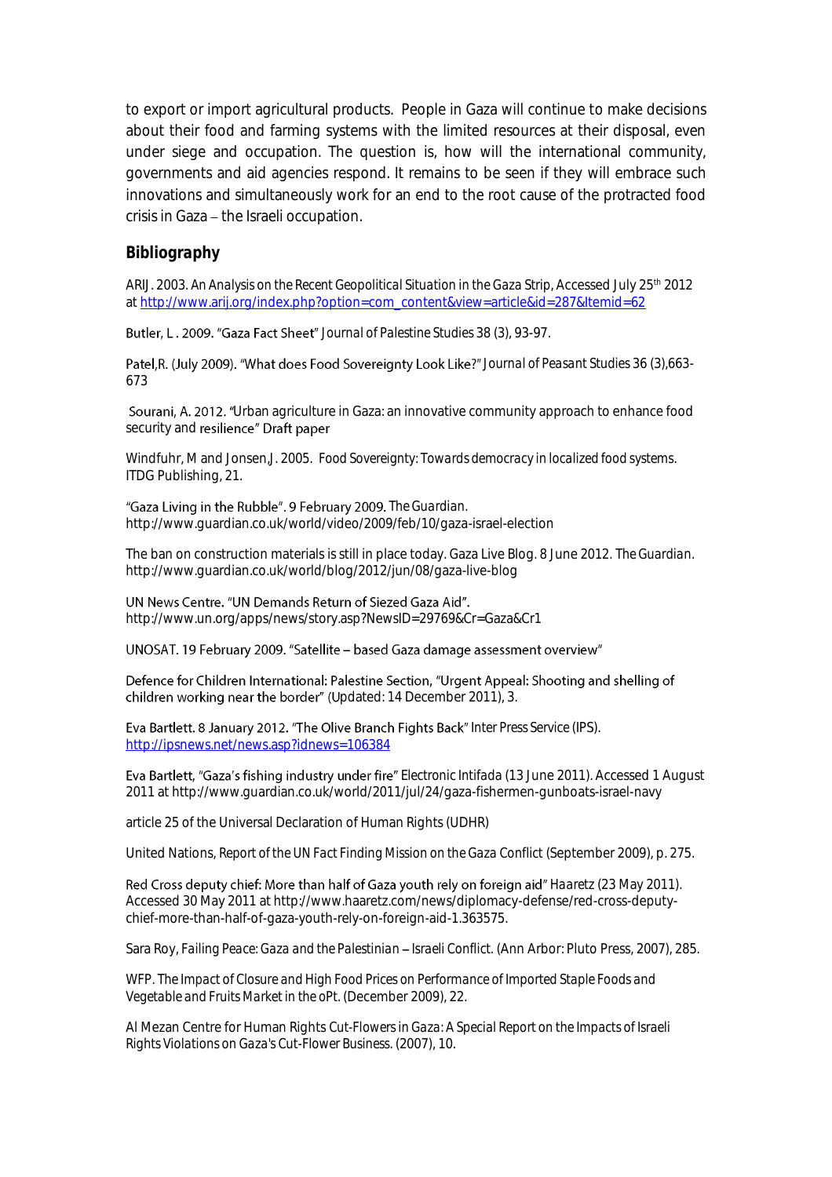to export or import agricultural products. People in Gaza will continue to make decisions about their food and farming systems with the limited resources at their disposal, even under siege and occupation. The question is, how will the international community, governments and aid agencies respond. It remains to be seen if they will embrace such innovations and simultaneously work for an end to the root cause of the protracted food crisis in Gaza – the Israeli occupation.

## Bibliography

ARIJ. 2003. *An Analysis on the Recent Geopolitical Situation in the Gaza Strip*, Accessed July 25th 2012 at http://www.arij.org/index.php?option=com_content&view=article&id=287&Itemid=62

Butler, L . 2009. "Gaza Fact Sheet" *Journal of Palestine Studies* 38 (3), 93-97.

Patel,R. (July 2009). "What does Food Sovereignty Look Like?" *Journal of Peasant Studies* 36 (3),663-673

Sourani, A. 2012. "Urban agriculture in Gaza: an innovative community approach to enhance food security and resilience" Draft paper

Windfuhr, M and Jonsen,J. 2005. *Food Sovereignty: Towards democracy in localized food systems*. ITDG Publishing, 21.

"Gaza Living in the Rubble". 9 February 2009. *The Guardian*. http://www.guardian.co.uk/world/video/2009/feb/10/gaza-israel-election

The ban on construction materials is still in place today. Gaza Live Blog. 8 June 2012. *The Guardian*. http://www.guardian.co.uk/world/blog/2012/jun/08/gaza-live-blog

UN News Centre. "UN Demands Return of Siezed Gaza Aid". http://www.un.org/apps/news/story.asp?NewsID=29769&Cr=Gaza&Cr1

UNOSAT. 19 February 2009. "Satellite – based Gaza damage assessment overview"

Defence for Children International: Palestine Section, "Urgent Appeal: Shooting and shelling of children working near the border" (Updated: 14 December 2011), 3.

Eva Bartlett. 8 January 2012. "The Olive Branch Fights Back" Inter Press Service (IPS). http://ipsnews.net/news.asp?idnews=106384

Eva Bartlett, "Gaza's fishing industry under fire" Electronic Intifada (13 June 2011). Accessed 1 August 2011 at http://www.guardian.co.uk/world/2011/jul/24/gaza-fishermen-gunboats-israel-navy

article 25 of the Universal Declaration of Human Rights (UDHR)

United Nations, *Report of the UN Fact Finding Mission on the Gaza Conflict* (September 2009), p. 275.

Red Cross deputy chief: More than half of Gaza youth rely on foreign aid" *Haaretz* (23 May 2011). Accessed 30 May 2011 at http://www.haaretz.com/news/diplomacy-defense/red-cross-deputy-chief-more-than-half-of-gaza-youth-rely-on-foreign-aid-1.363575.

Sara Roy, *Failing Peace: Gaza and the Palestinian – Israeli Conflict*. (Ann Arbor: Pluto Press, 2007), 285.

WFP. *The Impact of Closure and High Food Prices on Performance of Imported Staple Foods and Vegetable and Fruits Market in the oPt*. (December 2009), 22.

Al Mezan Centre for Human Rights *Cut-Flowers in Gaza: A Special Report on the Impacts of Israeli Rights Violations on Gaza's Cut-Flower Business*. (2007), 10.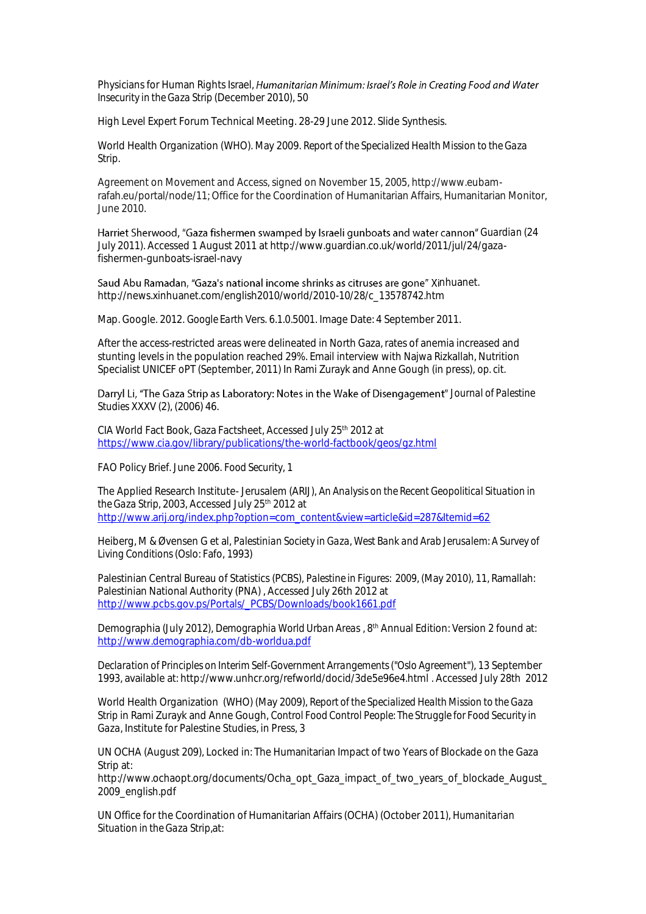Physicians for Human Rights Israel, *Humanitarian Minimum: Israel's Role in Creating Food and Water Insecurity in the Gaza Strip* (December 2010), 50

High Level Expert Forum Technical Meeting. 28-29 June 2012. Slide Synthesis.

World Health Organization (WHO). May 2009. *Report of the Specialized Health Mission to the Gaza Strip.*

Agreement on Movement and Access, signed on November 15, 2005, http://www.eubam-rafah.eu/portal/node/11; Office for the Coordination of Humanitarian Affairs, Humanitarian Monitor, June 2010.

Harriet Sherwood, "Gaza fishermen swamped by Israeli gunboats and water cannon" *Guardian* (24 July 2011). Accessed 1 August 2011 at http://www.guardian.co.uk/world/2011/jul/24/gaza-fishermen-gunboats-israel-navy

Saud Abu Ramadan, "Gaza's national income shrinks as citruses are gone" Xinhuanet. http://news.xinhuanet.com/english2010/world/2010-10/28/c_13578742.htm

Map. Google. 2012. *Google Earth* Vers. 6.1.0.5001. Image Date: 4 September 2011.

After the access-restricted areas were delineated in North Gaza, rates of anemia increased and stunting levels in the population reached 29%. Email interview with Najwa Rizkallah, Nutrition Specialist UNICEF oPT (September, 2011) In Rami Zurayk and Anne Gough (in press), op. cit.

Darryl Li, "The Gaza Strip as Laboratory: Notes in the Wake of Disengagement" *Journal of Palestine Studies* XXXV (2), (2006) 46.

CIA World Fact Book, Gaza Factsheet, Accessed July 25th 2012 at https://www.cia.gov/library/publications/the-world-factbook/geos/gz.html

FAO Policy Brief. June 2006. Food Security, 1

The Applied Research Institute- Jerusalem (ARIJ), *An Analysis on the Recent Geopolitical Situation in the Gaza Strip*, 2003, Accessed July 25th 2012 at http://www.arij.org/index.php?option=com_content&view=article&id=287&Itemid=62

Heiberg, M & Øvensen G et al, *Palestinian Society in Gaza, West Bank and Arab Jerusalem: A Survey of Living Conditions* (Oslo: Fafo, 1993)

Palestinian Central Bureau of Statistics (PCBS), *Palestine in Figures: 2009*, (May 2010), 11, Ramallah: Palestinian National Authority (PNA) , Accessed July 26th 2012 at http://www.pcbs.gov.ps/Portals/_PCBS/Downloads/book1661.pdf

Demographia (July 2012), *Demographia World Urban Areas* , 8th Annual Edition: Version 2 found at: http://www.demographia.com/db-worldua.pdf

*Declaration of Principles on Interim Self-Government Arrangements ("Oslo Agreement")*, 13 September 1993, available at: http://www.unhcr.org/refworld/docid/3de5e96e4.html . Accessed July 28th 2012

World Health Organization (WHO) (May 2009), *Report of the Specialized Health Mission to the Gaza Strip* in Rami Zurayk and Anne Gough, *Control Food Control People: The Struggle for Food Security in Gaza*, Institute for Palestine Studies, in Press, 3

UN OCHA (August 209), Locked in: The Humanitarian Impact of two Years of Blockade on the Gaza Strip at: http://www.ochaopt.org/documents/Ocha_opt_Gaza_impact_of_two_years_of_blockade_August_2009_english.pdf

UN Office for the Coordination of Humanitarian Affairs (OCHA) (October 2011), *Humanitarian Situation in the Gaza Strip*,at: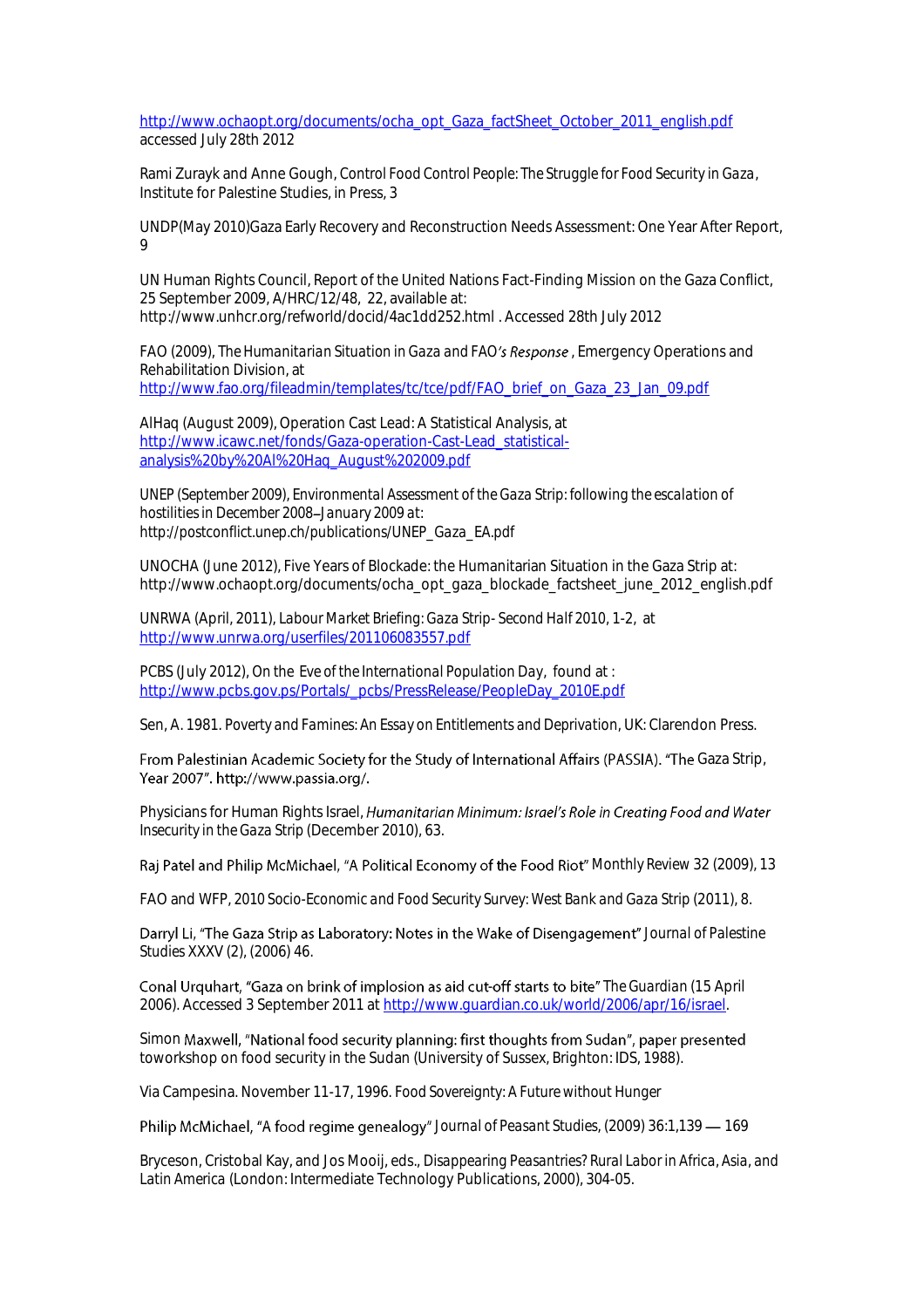http://www.ochaopt.org/documents/ocha_opt_Gaza_factSheet_October_2011_english.pdf accessed July 28th 2012

Rami Zurayk and Anne Gough, Control Food Control People: The Struggle for Food Security in Gaza, Institute for Palestine Studies, in Press, 3

UNDP(May 2010)Gaza Early Recovery and Reconstruction Needs Assessment: One Year After Report, 9

UN Human Rights Council, Report of the United Nations Fact-Finding Mission on the Gaza Conflict, 25 September 2009, A/HRC/12/48, 22, available at: http://www.unhcr.org/refworld/docid/4ac1dd252.html . Accessed 28th July 2012

FAO (2009), The Humanitarian Situation in Gaza and FAO's Response, Emergency Operations and Rehabilitation Division, at http://www.fao.org/fileadmin/templates/tc/tce/pdf/FAO_brief_on_Gaza_23_Jan_09.pdf

AlHaq (August 2009), Operation Cast Lead: A Statistical Analysis, at http://www.icawc.net/fonds/Gaza-operation-Cast-Lead_statistical-analysis%20by%20Al%20Haq_August%202009.pdf

UNEP (September 2009), Environmental Assessment of the Gaza Strip: following the escalation of hostilities in December 2008–January 2009 at: http://postconflict.unep.ch/publications/UNEP_Gaza_EA.pdf

UNOCHA (June 2012), Five Years of Blockade: the Humanitarian Situation in the Gaza Strip at: http://www.ochaopt.org/documents/ocha_opt_gaza_blockade_factsheet_june_2012_english.pdf

UNRWA (April, 2011), Labour Market Briefing: Gaza Strip- Second Half 2010, 1-2, at http://www.unrwa.org/userfiles/201106083557.pdf

PCBS (July 2012), On the Eve of the International Population Day, found at : http://www.pcbs.gov.ps/Portals/_pcbs/PressRelease/PeopleDay_2010E.pdf

Sen, A. 1981. Poverty and Famines: An Essay on Entitlements and Deprivation, UK: Clarendon Press.

From Palestinian Academic Society for the Study of International Affairs (PASSIA). "The Gaza Strip, Year 2007". http://www.passia.org/.

Physicians for Human Rights Israel, *Humanitarian Minimum: Israel's Role in Creating Food and Water* Insecurity in the Gaza Strip (December 2010), 63.

Raj Patel and Philip McMichael, "A Political Economy of the Food Riot" Monthly Review 32 (2009), 13

FAO and WFP, 2010 Socio-Economic and Food Security Survey: West Bank and Gaza Strip (2011), 8.

Darryl Li, "The Gaza Strip as Laboratory: Notes in the Wake of Disengagement" Journal of Palestine Studies XXXV (2), (2006) 46.

Conal Urquhart, "Gaza on brink of implosion as aid cut-off starts to bite" The Guardian (15 April 2006). Accessed 3 September 2011 at http://www.guardian.co.uk/world/2006/apr/16/israel.

Simon Maxwell, "National food security planning: first thoughts from Sudan", paper presented toworkshop on food security in the Sudan (University of Sussex, Brighton: IDS, 1988).

Via Campesina. November 11-17, 1996. Food Sovereignty: A Future without Hunger

Philip McMichael, "A food regime genealogy" Journal of Peasant Studies, (2009) 36:1,139 — 169

Bryceson, Cristobal Kay, and Jos Mooij, eds., Disappearing Peasantries? Rural Labor in Africa, Asia, and Latin America (London: Intermediate Technology Publications, 2000), 304-05.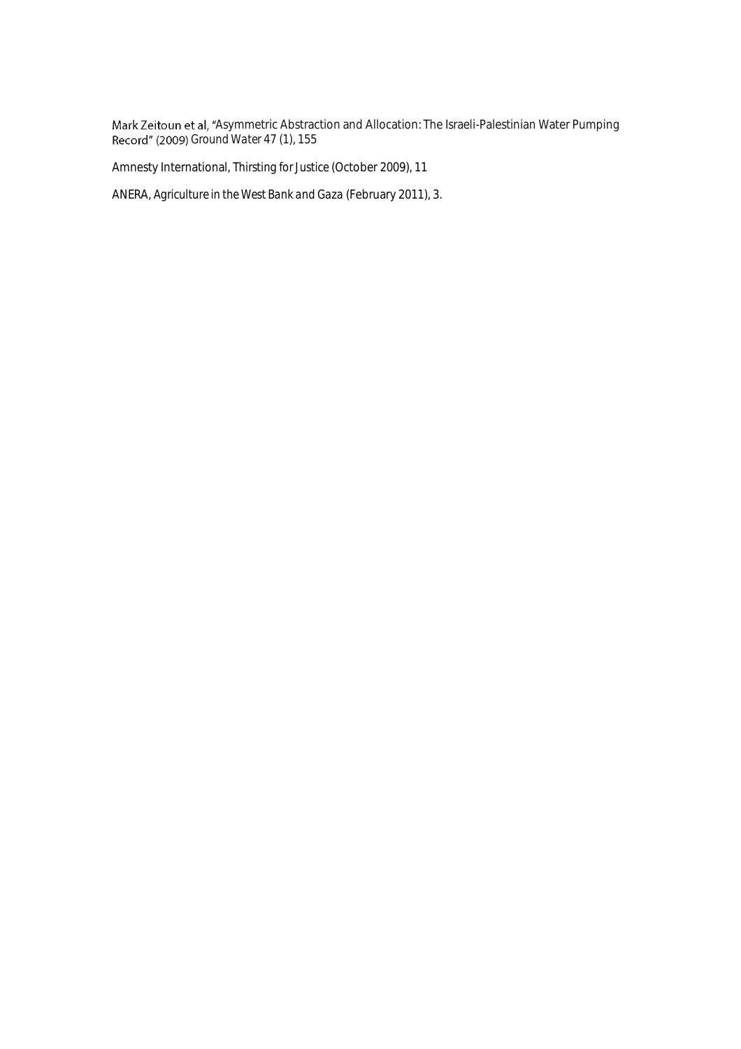Mark Zeitoun et al, "Asymmetric Abstraction and Allocation: The Israeli-Palestinian Water Pumping Record" (2009) *Ground Water* 47 (1), 155

Amnesty International, *Thirsting for Justice* (October 2009), 11

ANERA, *Agriculture in the West Bank and Gaza* (February 2011), 3.